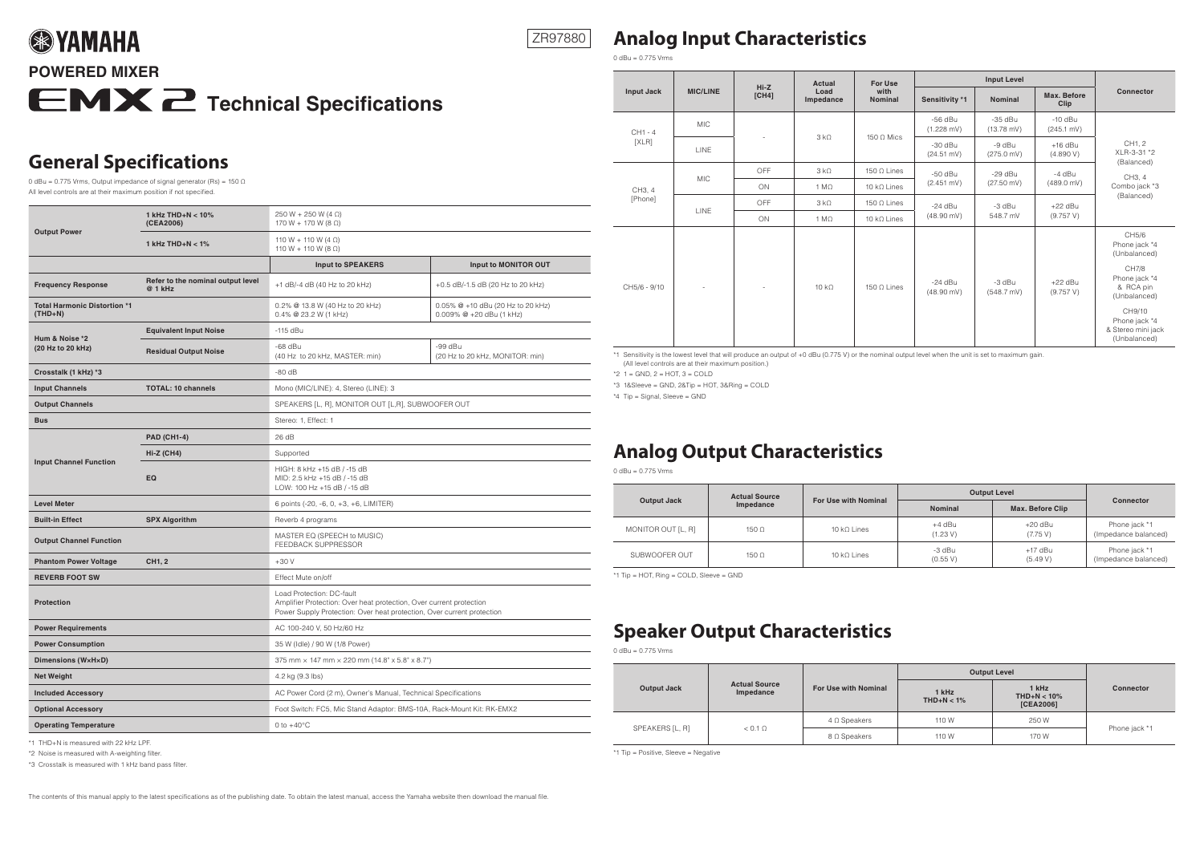YAMAHA

ZR97880

**POWERED MIXER**

# EMX 2 Technical Specifications

## General Specifications

0 dBu = 0.775 Vrms, Output impedance of signal generator (Rs) = 150 Ω
All level controls are at their maximum position if not specified.

| | | | |
|---|---|---|---|
| **Output Power** | **1 kHz THD+N < 10% (CEA2006)** | 250 W + 250 W (4 Ω)<br>170 W + 170 W (8 Ω) | |
| | **1 kHz THD+N < 1%** | 110 W + 110 W (4 Ω)<br>110 W + 110 W (8 Ω) | |
| | | **Input to SPEAKERS** | **Input to MONITOR OUT** |
| **Frequency Response** | **Refer to the nominal output level @ 1 kHz** | +1 dB/-4 dB (40 Hz to 20 kHz) | +0.5 dB/-1.5 dB (20 Hz to 20 kHz) |
| **Total Harmonic Distortion *1 (THD+N)** | | 0.2% @ 13.8 W (40 Hz to 20 kHz)<br>0.4% @ 23.2 W (1 kHz) | 0.05% @ +10 dBu (20 Hz to 20 kHz)<br>0.009% @ +20 dBu (1 kHz) |
| **Hum & Noise *2 (20 Hz to 20 kHz)** | **Equivalent Input Noise** | -115 dBu | |
| | **Residual Output Noise** | -68 dBu<br>(40 Hz to 20 kHz, MASTER: min) | -99 dBu<br>(20 Hz to 20 kHz, MONITOR: min) |
| **Crosstalk (1 kHz) *3** | | -80 dB | |
| **Input Channels** | **TOTAL: 10 channels** | Mono (MIC/LINE): 4, Stereo (LINE): 3 | |
| **Output Channels** | | SPEAKERS [L, R], MONITOR OUT [L,R], SUBWOOFER OUT | |
| **Bus** | | Stereo: 1, Effect: 1 | |
| **Input Channel Function** | **PAD (CH1-4)** | 26 dB | |
| | **Hi-Z (CH4)** | Supported | |
| | **EQ** | HIGH: 8 kHz +15 dB / -15 dB<br>MID: 2.5 kHz +15 dB / -15 dB<br>LOW: 100 Hz +15 dB / -15 dB | |
| **Level Meter** | | 6 points (-20, -6, 0, +3, +6, LIMITER) | |
| **Built-in Effect** | **SPX Algorithm** | Reverb 4 programs | |
| **Output Channel Function** | | MASTER EQ (SPEECH to MUSIC)<br>FEEDBACK SUPPRESSOR | |
| **Phantom Power Voltage** | **CH1, 2** | +30 V | |
| **REVERB FOOT SW** | | Effect Mute on/off | |
| **Protection** | | Load Protection: DC-fault<br>Amplifier Protection: Over heat protection, Over current protection<br>Power Supply Protection: Over heat protection, Over current protection | |
| **Power Requirements** | | AC 100-240 V, 50 Hz/60 Hz | |
| **Power Consumption** | | 35 W (Idle) / 90 W (1/8 Power) | |
| **Dimensions (W×H×D)** | | 375 mm × 147 mm × 220 mm (14.8" x 5.8" x 8.7") | |
| **Net Weight** | | 4.2 kg (9.3 lbs) | |
| **Included Accessory** | | AC Power Cord (2 m), Owner's Manual, Technical Specifications | |
| **Optional Accessory** | | Foot Switch: FC5, Mic Stand Adaptor: BMS-10A, Rack-Mount Kit: RK-EMX2 | |
| **Operating Temperature** | | 0 to +40°C | |

*1 THD+N is measured with 22 kHz LPF.

*2 Noise is measured with A-weighting filter.

*3 Crosstalk is measured with 1 kHz band pass filter.

## Analog Input Characteristics

0 dBu = 0.775 Vrms

| Input Jack | MIC/LINE | Hi-Z [CH4] | Actual Load Impedance | For Use with Nominal | Input Level | | | Connector |
|---|---|---|---|---|---|---|---|---|
| | | | | | Sensitivity *1 | Nominal | Max. Before Clip | |
| CH1 - 4 [XLR] | MIC | - | 3 kΩ | 150 Ω Mics | -56 dBu (1.228 mV) | -35 dBu (13.78 mV) | -10 dBu (245.1 mV) | CH1, 2 XLR-3-31 *2 (Balanced) |
| | LINE | | | | -30 dBu (24.51 mV) | -9 dBu (275.0 mV) | +16 dBu (4.890 V) | |
| CH3, 4 [Phone] | MIC | OFF | 3 kΩ | 150 Ω Lines | -50 dBu (2.451 mV) | -29 dBu (27.50 mV) | -4 dBu (489.0 mV) | CH3, 4 Combo jack *3 (Balanced) |
| | | ON | 1 MΩ | 10 kΩ Lines | | | | |
| | LINE | OFF | 3 kΩ | 150 Ω Lines | -24 dBu (48.90 mV) | -3 dBu 548.7 mV | +22 dBu (9.757 V) | |
| | | ON | 1 MΩ | 10 kΩ Lines | | | | |
| CH5/6 - 9/10 | - | - | 10 kΩ | 150 Ω Lines | -24 dBu (48.90 mV) | -3 dBu (548.7 mV) | +22 dBu (9.757 V) | CH5/6 Phone jack *4 (Unbalanced)<br>CH7/8 Phone jack *4 & RCA pin (Unbalanced)<br>CH9/10 Phone jack *4 & Stereo mini jack (Unbalanced) |

*1 Sensitivity is the lowest level that will produce an output of +0 dBu (0.775 V) or the nominal output level when the unit is set to maximum gain. (All level controls are at their maximum position.)

*2 1 = GND, 2 = HOT, 3 = COLD

*3 1&Sleeve = GND, 2&Tip = HOT, 3&Ring = COLD

*4 Tip = Signal, Sleeve = GND

## Analog Output Characteristics

0 dBu = 0.775 Vrms

| Output Jack | Actual Source Impedance | For Use with Nominal | Output Level | | Connector |
|---|---|---|---|---|---|
| | | | Nominal | Max. Before Clip | |
| MONITOR OUT [L, R] | 150 Ω | 10 kΩ Lines | +4 dBu (1.23 V) | +20 dBu (7.75 V) | Phone jack *1 (Impedance balanced) |
| SUBWOOFER OUT | 150 Ω | 10 kΩ Lines | -3 dBu (0.55 V) | +17 dBu (5.49 V) | Phone jack *1 (Impedance balanced) |

*1 Tip = HOT, Ring = COLD, Sleeve = GND

## Speaker Output Characteristics

0 dBu = 0.775 Vrms

| Output Jack | Actual Source Impedance | For Use with Nominal | Output Level | | Connector |
|---|---|---|---|---|---|
| | | | 1 kHz THD+N < 1% | 1 kHz THD+N < 10% [CEA2006] | |
| SPEAKERS [L, R] | < 0.1 Ω | 4 Ω Speakers | 110 W | 250 W | Phone jack *1 |
| | | 8 Ω Speakers | 110 W | 170 W | |

*1 Tip = Positive, Sleeve = Negative

The contents of this manual apply to the latest specifications as of the publishing date. To obtain the latest manual, access the Yamaha website then download the manual file.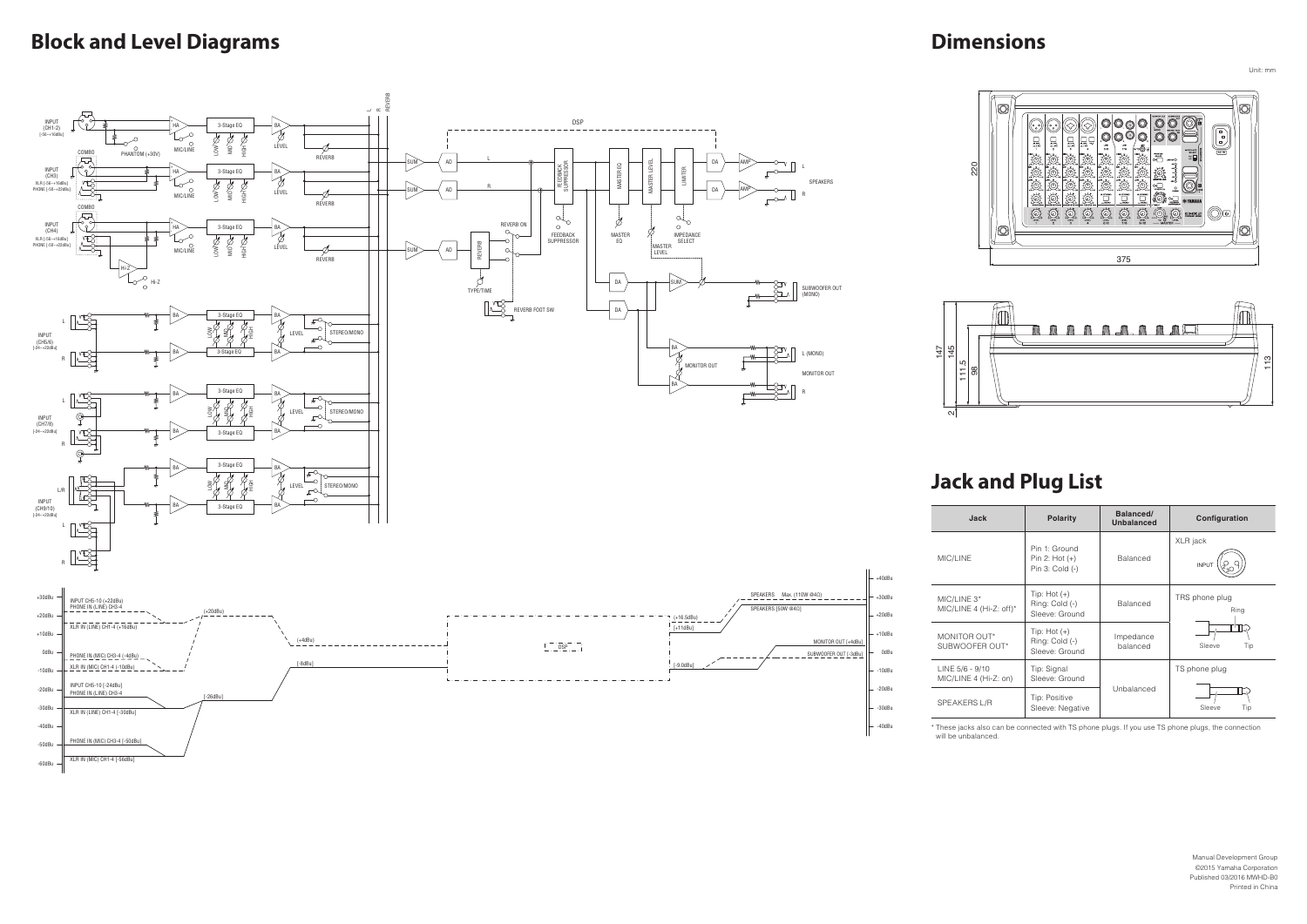# Block and Level Diagrams

INPUT (CH1-2) [-56~+10dBu]

COMBO

PHANTOM (+30V)

INPUT (CH3) XLR [-56~+10dBu] PHONE [-50~+22dBu]

COMBO

INPUT (CH4) XLR [-56~+10dBu] PHONE [-50~+22dBu]

Hi-Z

INPUT (CH5/6) [-24~+22dBu]

INPUT (CH7/8) [-24~+22dBu]

INPUT (CH9/10) [-24~+22dBu]

HA, 3-Stage EQ, BA, MIC/LINE, LOW, MID, HIGH, LEVEL, REVERB, STEREO/MONO

SUM, AD, DSP, FEEDBACK SUPPRESSOR, MASTER EQ, MASTER LEVEL, LIMITER, DA, AMP, SPEAKERS L R

REVERB ON, REVERB, TYPE/TIME, REVERB FOOT SW, IMPEDANCE SELECT

SUBWOOFER OUT (MONO)

MONITOR OUT L (MONO) R

+40dBu, +30dBu, +20dBu, +10dBu, 0dBu, -10dBu, -20dBu, -30dBu, -40dBu, -50dBu, -60dBu

INPUT CH5-10 [+22dBu] PHONE IN (LINE) CH3-4

XLR IN (LINE) CH1-4 [+10dBu]

PHONE IN (MIC) CH3-4 [-4dBu]

XLR IN (MIC) CH1-4 [-10dBu]

INPUT CH5-10 [-24dBu] PHONE IN (LINE) CH3-4

XLR IN (LINE) CH1-4 [-30dBu]

PHONE IN (MIC) CH3-4 [-50dBu]

XLR IN (MIC) CH1-4 [-56dBu]

[+20dBu] [+4dBu] [-8dBu] [-26dBu] DSP [+16.5dBu] [+11dBu] [-9.0dBu]

SPEAKERS Max. (110W @4Ω)

SPEAKERS (50W @4Ω)

MONITOR OUT [+4dBu]

SUBWOOFER OUT [-3dBu]

# Dimensions

Unit: mm

220

375

147

145

111.5

98

2

113

# Jack and Plug List

| Jack | Polarity | Balanced/ Unbalanced | Configuration |
|---|---|---|---|
| MIC/LINE | Pin 1: Ground<br>Pin 2: Hot (+)<br>Pin 3: Cold (-) | Balanced | XLR jack (INPUT) |
| MIC/LINE 3*<br>MIC/LINE 4 (Hi-Z: off)* | Tip: Hot (+)<br>Ring: Cold (-)<br>Sleeve: Ground | Balanced | TRS phone plug (Sleeve, Ring, Tip) |
| MONITOR OUT*<br>SUBWOOFER OUT* | Tip: Hot (+)<br>Ring: Cold (-)<br>Sleeve: Ground | Impedance balanced | |
| LINE 5/6 - 9/10<br>MIC/LINE 4 (Hi-Z: on) | Tip: Signal<br>Sleeve: Ground | Unbalanced | TS phone plug (Sleeve, Tip) |
| SPEAKERS L/R | Tip: Positive<br>Sleeve: Negative | | |

* These jacks also can be connected with TS phone plugs. If you use TS phone plugs, the connection will be unbalanced.

Manual Development Group
©2015 Yamaha Corporation
Published 03/2016 MWHD-B0
Printed in China